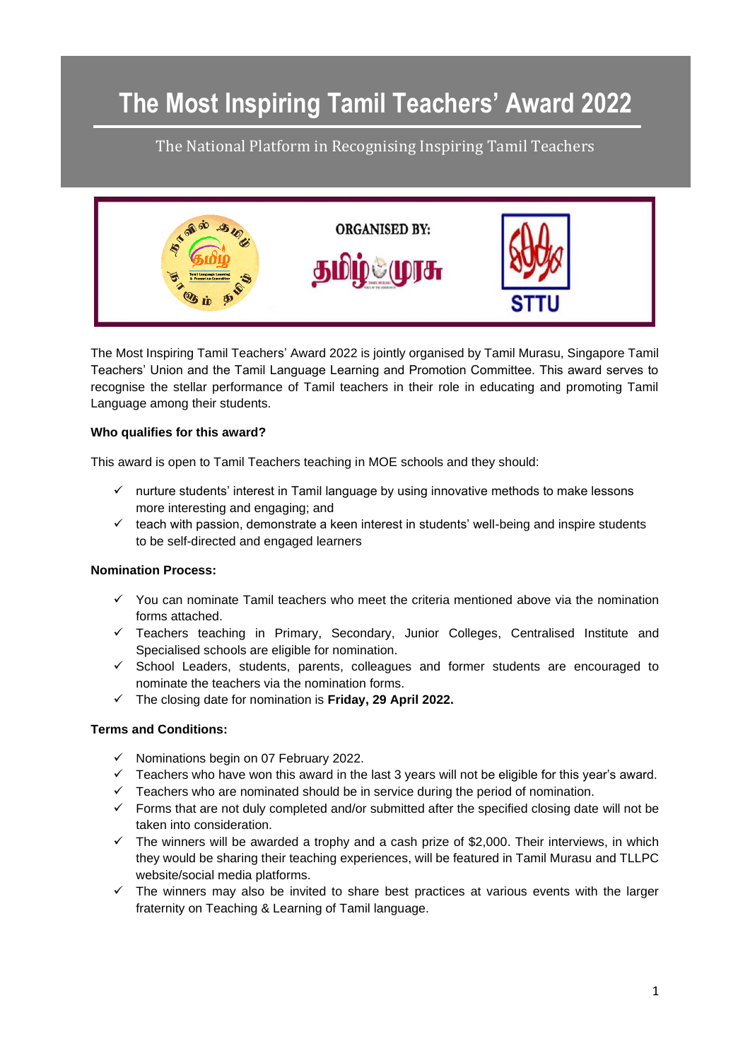# The Most Inspiring Tamil Teachers' Award 2022

The National Platform in Recognising Inspiring Tamil Teachers

ORGANISED BY:

The Most Inspiring Tamil Teachers' Award 2022 is jointly organised by Tamil Murasu, Singapore Tamil Teachers' Union and the Tamil Language Learning and Promotion Committee. This award serves to recognise the stellar performance of Tamil teachers in their role in educating and promoting Tamil Language among their students.

**Who qualifies for this award?**

This award is open to Tamil Teachers teaching in MOE schools and they should:

- ✓ nurture students' interest in Tamil language by using innovative methods to make lessons more interesting and engaging; and
- ✓ teach with passion, demonstrate a keen interest in students' well-being and inspire students to be self-directed and engaged learners

**Nomination Process:**

- ✓ You can nominate Tamil teachers who meet the criteria mentioned above via the nomination forms attached.
- ✓ Teachers teaching in Primary, Secondary, Junior Colleges, Centralised Institute and Specialised schools are eligible for nomination.
- ✓ School Leaders, students, parents, colleagues and former students are encouraged to nominate the teachers via the nomination forms.
- ✓ The closing date for nomination is **Friday, 29 April 2022.**

**Terms and Conditions:**

- ✓ Nominations begin on 07 February 2022.
- ✓ Teachers who have won this award in the last 3 years will not be eligible for this year's award.
- ✓ Teachers who are nominated should be in service during the period of nomination.
- ✓ Forms that are not duly completed and/or submitted after the specified closing date will not be taken into consideration.
- ✓ The winners will be awarded a trophy and a cash prize of $2,000. Their interviews, in which they would be sharing their teaching experiences, will be featured in Tamil Murasu and TLLPC website/social media platforms.
- ✓ The winners may also be invited to share best practices at various events with the larger fraternity on Teaching & Learning of Tamil language.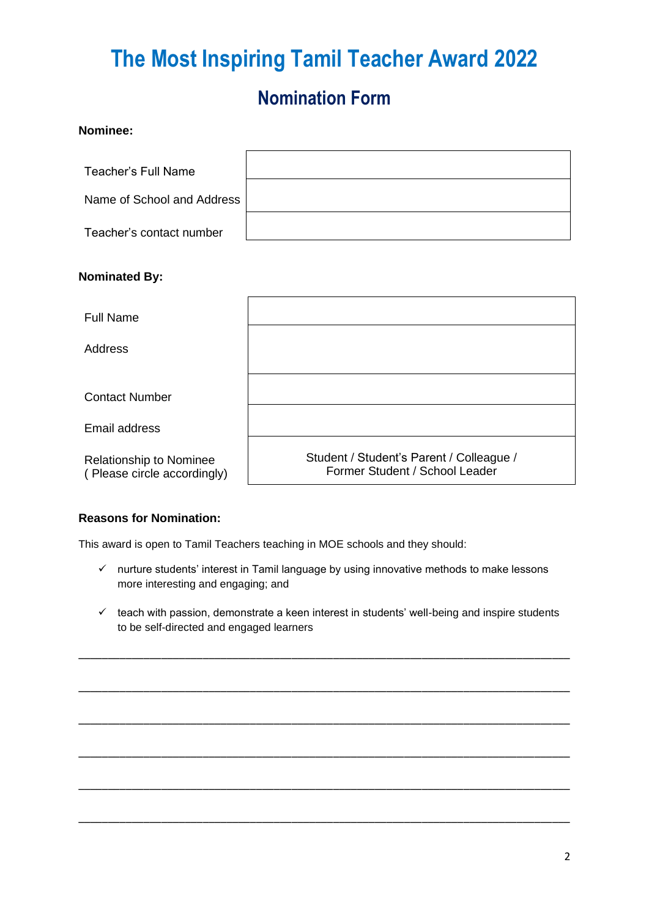# The Most Inspiring Tamil Teacher Award 2022

## Nomination Form

**Nominee:**

| | |
|---|---|
| Teacher's Full Name | |
| Name of School and Address | |
| Teacher's contact number | |

**Nominated By:**

| | |
|---|---|
| Full Name | |
| Address | |
| Contact Number | |
| Email address | |
| Relationship to Nominee ( Please circle accordingly) | Student / Student's Parent / Colleague / Former Student / School Leader |

**Reasons for Nomination:**

This award is open to Tamil Teachers teaching in MOE schools and they should:

- ✓ nurture students' interest in Tamil language by using innovative methods to make lessons more interesting and engaging; and
- ✓ teach with passion, demonstrate a keen interest in students' well-being and inspire students to be self-directed and engaged learners

\_\_\_\_\_\_\_\_\_\_\_\_\_\_\_\_\_\_\_\_\_\_\_\_\_\_\_\_\_\_\_\_\_\_\_\_\_\_\_\_\_\_\_\_\_\_\_\_\_\_\_\_\_\_\_\_\_\_\_\_\_\_\_\_\_\_\_\_\_\_\_\_

\_\_\_\_\_\_\_\_\_\_\_\_\_\_\_\_\_\_\_\_\_\_\_\_\_\_\_\_\_\_\_\_\_\_\_\_\_\_\_\_\_\_\_\_\_\_\_\_\_\_\_\_\_\_\_\_\_\_\_\_\_\_\_\_\_\_\_\_\_\_\_\_

\_\_\_\_\_\_\_\_\_\_\_\_\_\_\_\_\_\_\_\_\_\_\_\_\_\_\_\_\_\_\_\_\_\_\_\_\_\_\_\_\_\_\_\_\_\_\_\_\_\_\_\_\_\_\_\_\_\_\_\_\_\_\_\_\_\_\_\_\_\_\_\_

\_\_\_\_\_\_\_\_\_\_\_\_\_\_\_\_\_\_\_\_\_\_\_\_\_\_\_\_\_\_\_\_\_\_\_\_\_\_\_\_\_\_\_\_\_\_\_\_\_\_\_\_\_\_\_\_\_\_\_\_\_\_\_\_\_\_\_\_\_\_\_\_

\_\_\_\_\_\_\_\_\_\_\_\_\_\_\_\_\_\_\_\_\_\_\_\_\_\_\_\_\_\_\_\_\_\_\_\_\_\_\_\_\_\_\_\_\_\_\_\_\_\_\_\_\_\_\_\_\_\_\_\_\_\_\_\_\_\_\_\_\_\_\_\_

\_\_\_\_\_\_\_\_\_\_\_\_\_\_\_\_\_\_\_\_\_\_\_\_\_\_\_\_\_\_\_\_\_\_\_\_\_\_\_\_\_\_\_\_\_\_\_\_\_\_\_\_\_\_\_\_\_\_\_\_\_\_\_\_\_\_\_\_\_\_\_\_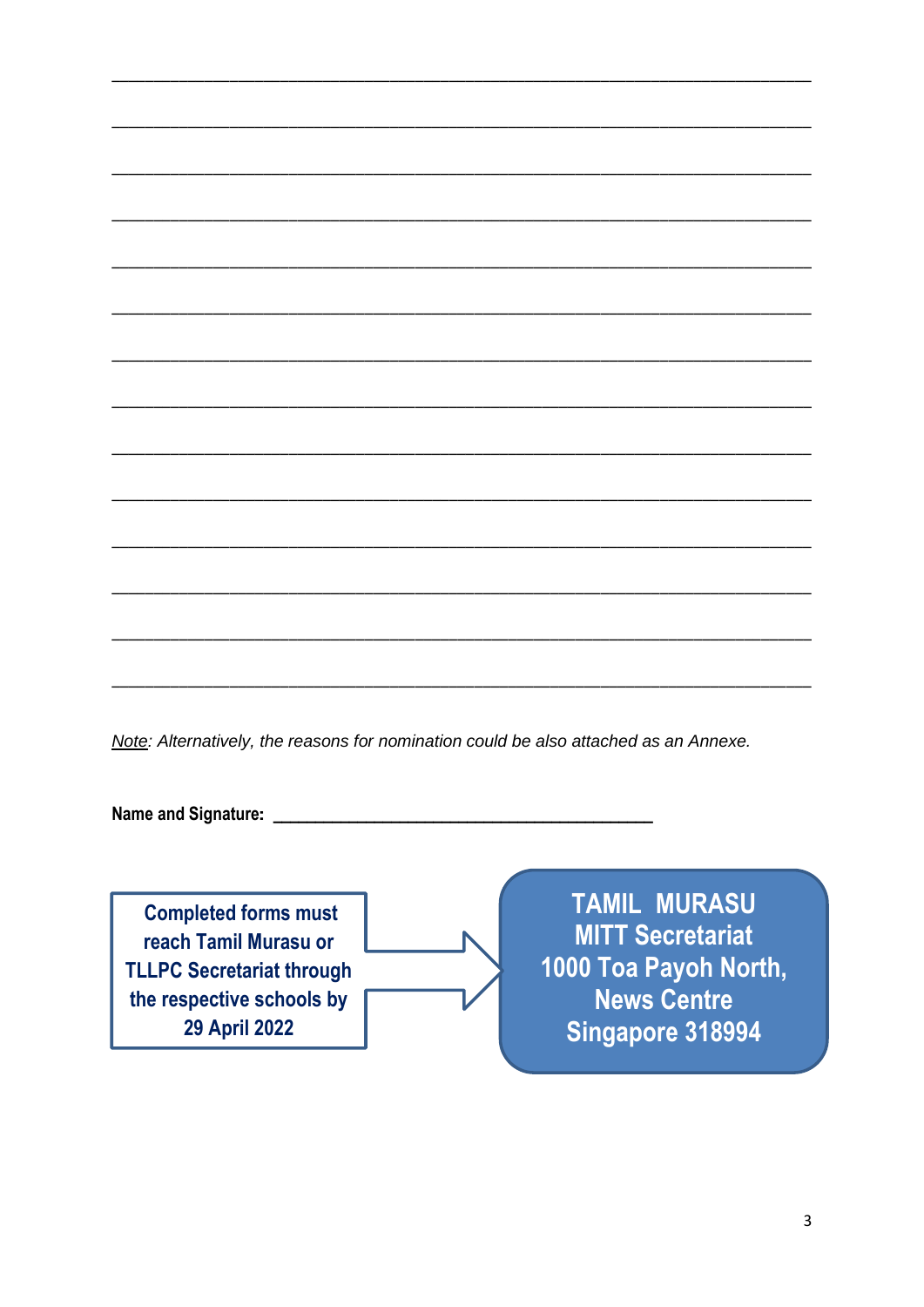\_\_\_\_\_\_\_\_\_\_\_\_\_\_\_\_\_\_\_\_\_\_\_\_\_\_\_\_\_\_\_\_\_\_\_\_\_\_\_\_\_\_\_\_\_\_\_\_\_\_\_\_\_\_\_\_\_\_\_\_\_\_\_\_\_\_\_\_\_\_\_\_\_\_\_\_

\_\_\_\_\_\_\_\_\_\_\_\_\_\_\_\_\_\_\_\_\_\_\_\_\_\_\_\_\_\_\_\_\_\_\_\_\_\_\_\_\_\_\_\_\_\_\_\_\_\_\_\_\_\_\_\_\_\_\_\_\_\_\_\_\_\_\_\_\_\_\_\_\_\_\_\_

\_\_\_\_\_\_\_\_\_\_\_\_\_\_\_\_\_\_\_\_\_\_\_\_\_\_\_\_\_\_\_\_\_\_\_\_\_\_\_\_\_\_\_\_\_\_\_\_\_\_\_\_\_\_\_\_\_\_\_\_\_\_\_\_\_\_\_\_\_\_\_\_\_\_\_\_

\_\_\_\_\_\_\_\_\_\_\_\_\_\_\_\_\_\_\_\_\_\_\_\_\_\_\_\_\_\_\_\_\_\_\_\_\_\_\_\_\_\_\_\_\_\_\_\_\_\_\_\_\_\_\_\_\_\_\_\_\_\_\_\_\_\_\_\_\_\_\_\_\_\_\_\_

\_\_\_\_\_\_\_\_\_\_\_\_\_\_\_\_\_\_\_\_\_\_\_\_\_\_\_\_\_\_\_\_\_\_\_\_\_\_\_\_\_\_\_\_\_\_\_\_\_\_\_\_\_\_\_\_\_\_\_\_\_\_\_\_\_\_\_\_\_\_\_\_\_\_\_\_

\_\_\_\_\_\_\_\_\_\_\_\_\_\_\_\_\_\_\_\_\_\_\_\_\_\_\_\_\_\_\_\_\_\_\_\_\_\_\_\_\_\_\_\_\_\_\_\_\_\_\_\_\_\_\_\_\_\_\_\_\_\_\_\_\_\_\_\_\_\_\_\_\_\_\_\_

\_\_\_\_\_\_\_\_\_\_\_\_\_\_\_\_\_\_\_\_\_\_\_\_\_\_\_\_\_\_\_\_\_\_\_\_\_\_\_\_\_\_\_\_\_\_\_\_\_\_\_\_\_\_\_\_\_\_\_\_\_\_\_\_\_\_\_\_\_\_\_\_\_\_\_\_

\_\_\_\_\_\_\_\_\_\_\_\_\_\_\_\_\_\_\_\_\_\_\_\_\_\_\_\_\_\_\_\_\_\_\_\_\_\_\_\_\_\_\_\_\_\_\_\_\_\_\_\_\_\_\_\_\_\_\_\_\_\_\_\_\_\_\_\_\_\_\_\_\_\_\_\_

\_\_\_\_\_\_\_\_\_\_\_\_\_\_\_\_\_\_\_\_\_\_\_\_\_\_\_\_\_\_\_\_\_\_\_\_\_\_\_\_\_\_\_\_\_\_\_\_\_\_\_\_\_\_\_\_\_\_\_\_\_\_\_\_\_\_\_\_\_\_\_\_\_\_\_\_

\_\_\_\_\_\_\_\_\_\_\_\_\_\_\_\_\_\_\_\_\_\_\_\_\_\_\_\_\_\_\_\_\_\_\_\_\_\_\_\_\_\_\_\_\_\_\_\_\_\_\_\_\_\_\_\_\_\_\_\_\_\_\_\_\_\_\_\_\_\_\_\_\_\_\_\_

\_\_\_\_\_\_\_\_\_\_\_\_\_\_\_\_\_\_\_\_\_\_\_\_\_\_\_\_\_\_\_\_\_\_\_\_\_\_\_\_\_\_\_\_\_\_\_\_\_\_\_\_\_\_\_\_\_\_\_\_\_\_\_\_\_\_\_\_\_\_\_\_\_\_\_\_

\_\_\_\_\_\_\_\_\_\_\_\_\_\_\_\_\_\_\_\_\_\_\_\_\_\_\_\_\_\_\_\_\_\_\_\_\_\_\_\_\_\_\_\_\_\_\_\_\_\_\_\_\_\_\_\_\_\_\_\_\_\_\_\_\_\_\_\_\_\_\_\_\_\_\_\_

\_\_\_\_\_\_\_\_\_\_\_\_\_\_\_\_\_\_\_\_\_\_\_\_\_\_\_\_\_\_\_\_\_\_\_\_\_\_\_\_\_\_\_\_\_\_\_\_\_\_\_\_\_\_\_\_\_\_\_\_\_\_\_\_\_\_\_\_\_\_\_\_\_\_\_\_

\_\_\_\_\_\_\_\_\_\_\_\_\_\_\_\_\_\_\_\_\_\_\_\_\_\_\_\_\_\_\_\_\_\_\_\_\_\_\_\_\_\_\_\_\_\_\_\_\_\_\_\_\_\_\_\_\_\_\_\_\_\_\_\_\_\_\_\_\_\_\_\_\_\_\_\_

*Note: Alternatively, the reasons for nomination could be also attached as an Annexe.*

**Name and Signature:** \_\_\_\_\_\_\_\_\_\_\_\_\_\_\_\_\_\_\_\_\_\_\_\_\_\_\_\_\_\_\_\_\_\_\_\_\_\_\_\_

**Completed forms must reach Tamil Murasu or TLLPC Secretariat through the respective schools by 29 April 2022**

**TAMIL MURASU**
**MITT Secretariat**
**1000 Toa Payoh North,**
**News Centre**
**Singapore 318994**